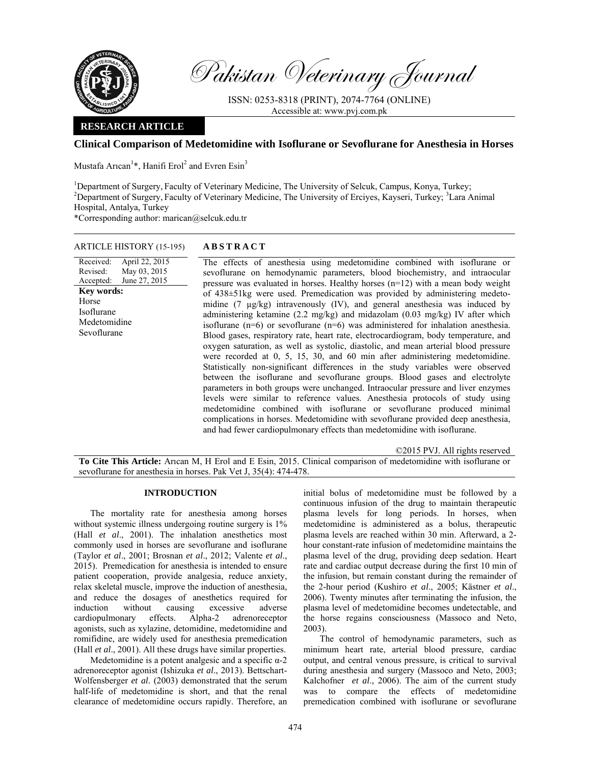Pakistan Veterinary Journal

ISSN: 0253-8318 (PRINT), 2074-7764 (ONLINE)
Accessible at: www.pvj.com.pk

**RESEARCH ARTICLE**

# Clinical Comparison of Medetomidine with Isoflurane or Sevoflurane for Anesthesia in Horses

Mustafa Arıcan[1]*, Hanifi Erol[2] and Evren Esin[3]

[1]Department of Surgery, Faculty of Veterinary Medicine, The University of Selcuk, Campus, Konya, Turkey; [2]Department of Surgery, Faculty of Veterinary Medicine, The University of Erciyes, Kayseri, Turkey; [3]Lara Animal Hospital, Antalya, Turkey

*Corresponding author: marican@selcuk.edu.tr

**ARTICLE HISTORY** (15-195)

Received: April 22, 2015
Revised: May 03, 2015
Accepted: June 27, 2015

**Key words:**
Horse
Isoflurane
Medetomidine
Sevoflurane

## ABSTRACT

The effects of anesthesia using medetomidine combined with isoflurane or sevoflurane on hemodynamic parameters, blood biochemistry, and intraocular pressure was evaluated in horses. Healthy horses (n=12) with a mean body weight of 438±51kg were used. Premedication was provided by administering medetomidine (7 µg/kg) intravenously (IV), and general anesthesia was induced by administering ketamine (2.2 mg/kg) and midazolam (0.03 mg/kg) IV after which isoflurane (n=6) or sevoflurane (n=6) was administered for inhalation anesthesia. Blood gases, respiratory rate, heart rate, electrocardiogram, body temperature, and oxygen saturation, as well as systolic, diastolic, and mean arterial blood pressure were recorded at 0, 5, 15, 30, and 60 min after administering medetomidine. Statistically non-significant differences in the study variables were observed between the isoflurane and sevoflurane groups. Blood gases and electrolyte parameters in both groups were unchanged. Intraocular pressure and liver enzymes levels were similar to reference values. Anesthesia protocols of study using medetomidine combined with isoflurane or sevoflurane produced minimal complications in horses. Medetomidine with sevoflurane provided deep anesthesia, and had fewer cardiopulmonary effects than medetomidine with isoflurane.

©2015 PVJ. All rights reserved

**To Cite This Article:** Arıcan M, H Erol and E Esin, 2015. Clinical comparison of medetomidine with isoflurane or sevoflurane for anesthesia in horses. Pak Vet J, 35(4): 474-478.

## INTRODUCTION

The mortality rate for anesthesia among horses without systemic illness undergoing routine surgery is 1% (Hall *et al*., 2001). The inhalation anesthetics most commonly used in horses are sevoflurane and isoflurane (Taylor *et al*., 2001; Brosnan *et al*., 2012; Valente *et al*., 2015). Premedication for anesthesia is intended to ensure patient cooperation, provide analgesia, reduce anxiety, relax skeletal muscle, improve the induction of anesthesia, and reduce the dosages of anesthetics required for induction without causing excessive adverse cardiopulmonary effects. Alpha-2 adrenoreceptor agonists, such as xylazine, detomidine, medetomidine and romifidine, are widely used for anesthesia premedication (Hall *et al*., 2001). All these drugs have similar properties.

Medetomidine is a potent analgesic and a specific α-2 adrenoreceptor agonist (Ishizuka *et al*., 2013). Bettschart-Wolfensberger *et al*. (2003) demonstrated that the serum half-life of medetomidine is short, and that the renal clearance of medetomidine occurs rapidly. Therefore, an initial bolus of medetomidine must be followed by a continuous infusion of the drug to maintain therapeutic plasma levels for long periods. In horses, when medetomidine is administered as a bolus, therapeutic plasma levels are reached within 30 min. Afterward, a 2-hour constant-rate infusion of medetomidine maintains the plasma level of the drug, providing deep sedation. Heart rate and cardiac output decrease during the first 10 min of the infusion, but remain constant during the remainder of the 2-hour period (Kushiro *et al*., 2005; Kästner *et al*., 2006). Twenty minutes after terminating the infusion, the plasma level of medetomidine becomes undetectable, and the horse regains consciousness (Massoco and Neto, 2003).

The control of hemodynamic parameters, such as minimum heart rate, arterial blood pressure, cardiac output, and central venous pressure, is critical to survival during anesthesia and surgery (Massoco and Neto, 2003; Kalchofner *et al*., 2006). The aim of the current study was to compare the effects of medetomidine premedication combined with isoflurane or sevoflurane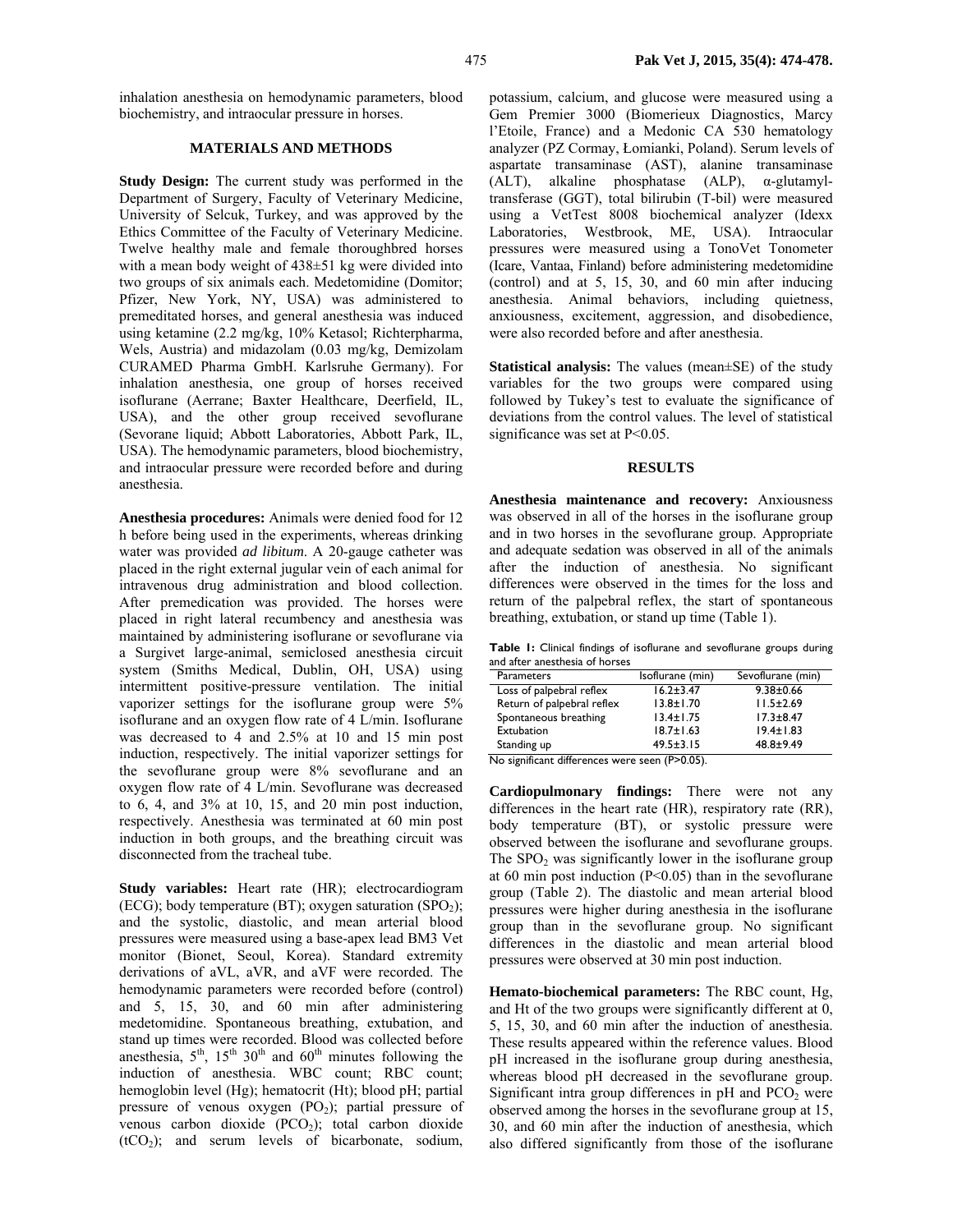inhalation anesthesia on hemodynamic parameters, blood biochemistry, and intraocular pressure in horses.

## MATERIALS AND METHODS

**Study Design:** The current study was performed in the Department of Surgery, Faculty of Veterinary Medicine, University of Selcuk, Turkey, and was approved by the Ethics Committee of the Faculty of Veterinary Medicine. Twelve healthy male and female thoroughbred horses with a mean body weight of 438±51 kg were divided into two groups of six animals each. Medetomidine (Domitor; Pfizer, New York, NY, USA) was administered to premeditated horses, and general anesthesia was induced using ketamine (2.2 mg/kg, 10% Ketasol; Richterpharma, Wels, Austria) and midazolam (0.03 mg/kg, Demizolam CURAMED Pharma GmbH. Karlsruhe Germany). For inhalation anesthesia, one group of horses received isoflurane (Aerrane; Baxter Healthcare, Deerfield, IL, USA), and the other group received sevoflurane (Sevorane liquid; Abbott Laboratories, Abbott Park, IL, USA). The hemodynamic parameters, blood biochemistry, and intraocular pressure were recorded before and during anesthesia.

**Anesthesia procedures:** Animals were denied food for 12 h before being used in the experiments, whereas drinking water was provided *ad libitum*. A 20-gauge catheter was placed in the right external jugular vein of each animal for intravenous drug administration and blood collection. After premedication was provided. The horses were placed in right lateral recumbency and anesthesia was maintained by administering isoflurane or sevoflurane via a Surgivet large-animal, semiclosed anesthesia circuit system (Smiths Medical, Dublin, OH, USA) using intermittent positive-pressure ventilation. The initial vaporizer settings for the isoflurane group were 5% isoflurane and an oxygen flow rate of 4 L/min. Isoflurane was decreased to 4 and 2.5% at 10 and 15 min post induction, respectively. The initial vaporizer settings for the sevoflurane group were 8% sevoflurane and an oxygen flow rate of 4 L/min. Sevoflurane was decreased to 6, 4, and 3% at 10, 15, and 20 min post induction, respectively. Anesthesia was terminated at 60 min post induction in both groups, and the breathing circuit was disconnected from the tracheal tube.

**Study variables:** Heart rate (HR); electrocardiogram (ECG); body temperature (BT); oxygen saturation ($SPO_2$); and the systolic, diastolic, and mean arterial blood pressures were measured using a base-apex lead BM3 Vet monitor (Bionet, Seoul, Korea). Standard extremity derivations of aVL, aVR, and aVF were recorded. The hemodynamic parameters were recorded before (control) and 5, 15, 30, and 60 min after administering medetomidine. Spontaneous breathing, extubation, and stand up times were recorded. Blood was collected before anesthesia, 5th, 15th 30th and 60th minutes following the induction of anesthesia. WBC count; RBC count; hemoglobin level (Hg); hematocrit (Ht); blood pH; partial pressure of venous oxygen ($PO_2$); partial pressure of venous carbon dioxide ($PCO_2$); total carbon dioxide ($tCO_2$); and serum levels of bicarbonate, sodium, potassium, calcium, and glucose were measured using a Gem Premier 3000 (Biomerieux Diagnostics, Marcy l'Etoile, France) and a Medonic CA 530 hematology analyzer (PZ Cormay, Łomianki, Poland). Serum levels of aspartate transaminase (AST), alanine transaminase (ALT), alkaline phosphatase (ALP), α-glutamyl-transferase (GGT), total bilirubin (T-bil) were measured using a VetTest 8008 biochemical analyzer (Idexx Laboratories, Westbrook, ME, USA). Intraocular pressures were measured using a TonoVet Tonometer (Icare, Vantaa, Finland) before administering medetomidine (control) and at 5, 15, 30, and 60 min after inducing anesthesia. Animal behaviors, including quietness, anxiousness, excitement, aggression, and disobedience, were also recorded before and after anesthesia.

**Statistical analysis:** The values (mean±SE) of the study variables for the two groups were compared using followed by Tukey's test to evaluate the significance of deviations from the control values. The level of statistical significance was set at $P<0.05$.

## RESULTS

**Anesthesia maintenance and recovery:** Anxiousness was observed in all of the horses in the isoflurane group and in two horses in the sevoflurane group. Appropriate and adequate sedation was observed in all of the animals after the induction of anesthesia. No significant differences were observed in the times for the loss and return of the palpebral reflex, the start of spontaneous breathing, extubation, or stand up time (Table 1).

**Table 1:** Clinical findings of isoflurane and sevoflurane groups during and after anesthesia of horses

| Parameters | Isoflurane (min) | Sevoflurane (min) |
|---|---|---|
| Loss of palpebral reflex | 16.2±3.47 | 9.38±0.66 |
| Return of palpebral reflex | 13.8±1.70 | 11.5±2.69 |
| Spontaneous breathing | 13.4±1.75 | 17.3±8.47 |
| Extubation | 18.7±1.63 | 19.4±1.83 |
| Standing up | 49.5±3.15 | 48.8±9.49 |

No significant differences were seen (P>0.05).

**Cardiopulmonary findings:** There were not any differences in the heart rate (HR), respiratory rate (RR), body temperature (BT), or systolic pressure were observed between the isoflurane and sevoflurane groups. The $SPO_2$ was significantly lower in the isoflurane group at 60 min post induction ($P<0.05$) than in the sevoflurane group (Table 2). The diastolic and mean arterial blood pressures were higher during anesthesia in the isoflurane group than in the sevoflurane group. No significant differences in the diastolic and mean arterial blood pressures were observed at 30 min post induction.

**Hemato-biochemical parameters:** The RBC count, Hg, and Ht of the two groups were significantly different at 0, 5, 15, 30, and 60 min after the induction of anesthesia. These results appeared within the reference values. Blood pH increased in the isoflurane group during anesthesia, whereas blood pH decreased in the sevoflurane group. Significant intra group differences in pH and $PCO_2$ were observed among the horses in the sevoflurane group at 15, 30, and 60 min after the induction of anesthesia, which also differed significantly from those of the isoflurane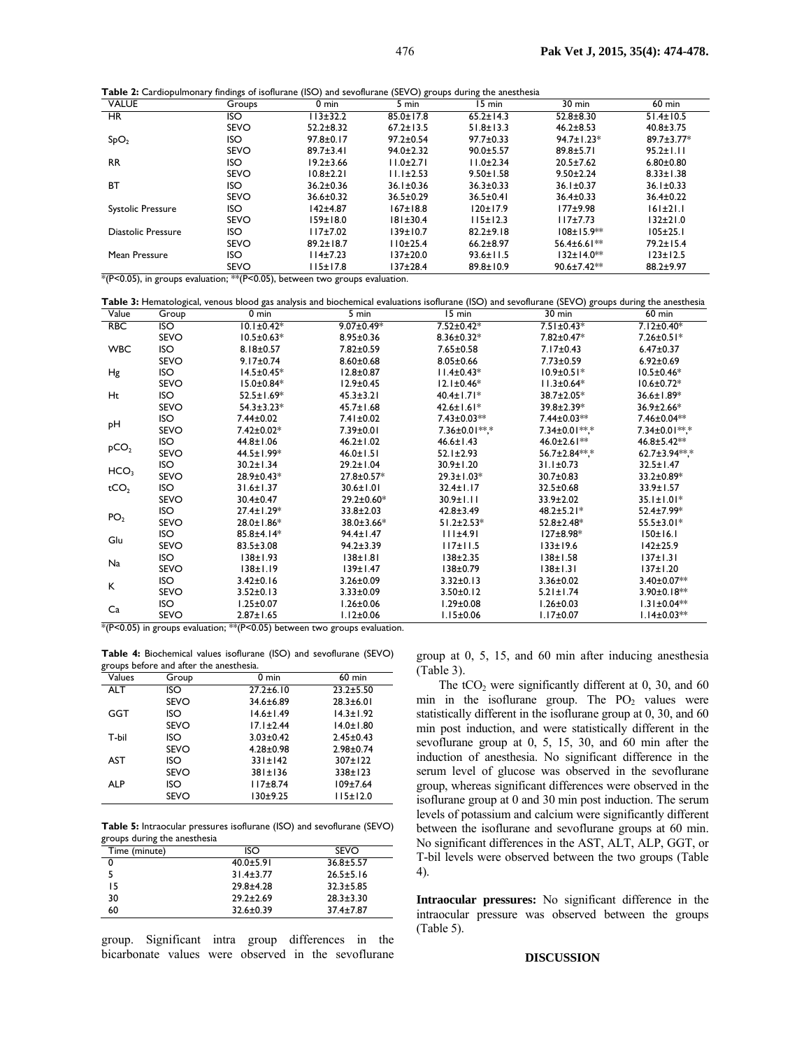**Table 2:** Cardiopulmonary findings of isoflurane (ISO) and sevoflurane (SEVO) groups during the anesthesia

| VALUE | Groups | 0 min | 5 min | 15 min | 30 min | 60 min |
|---|---|---|---|---|---|---|
| HR | ISO | 113±32.2 | 85.0±17.8 | 65.2±14.3 | 52.8±8.30 | 51.4±10.5 |
| | SEVO | 52.2±8.32 | 67.2±13.5 | 51.8±13.3 | 46.2±8.53 | 40.8±3.75 |
| $SpO_2$ | ISO | 97.8±0.17 | 97.2±0.54 | 97.7±0.33 | 94.7±1.23* | 89.7±3.77* |
| | SEVO | 89.7±3.41 | 94.0±2.32 | 90.0±5.57 | 89.8±5.71 | 95.2±1.11 |
| RR | ISO | 19.2±3.66 | 11.0±2.71 | 11.0±2.34 | 20.5±7.62 | 6.80±0.80 |
| | SEVO | 10.8±2.21 | 11.1±2.53 | 9.50±1.58 | 9.50±2.24 | 8.33±1.38 |
| BT | ISO | 36.2±0.36 | 36.1±0.36 | 36.3±0.33 | 36.1±0.37 | 36.1±0.33 |
| | SEVO | 36.6±0.32 | 36.5±0.29 | 36.5±0.41 | 36.4±0.33 | 36.4±0.22 |
| Systolic Pressure | ISO | 142±4.87 | 167±18.8 | 120±17.9 | 177±9.98 | 161±21.1 |
| | SEVO | 159±18.0 | 181±30.4 | 115±12.3 | 117±7.73 | 132±21.0 |
| Diastolic Pressure | ISO | 117±7.02 | 139±10.7 | 82.2±9.18 | 108±15.9** | 105±25.1 |
| | SEVO | 89.2±18.7 | 110±25.4 | 66.2±8.97 | 56.4±6.61** | 79.2±15.4 |
| Mean Pressure | ISO | 114±7.23 | 137±20.0 | 93.6±11.5 | 132±14.0** | 123±12.5 |
| | SEVO | 115±17.8 | 137±28.4 | 89.8±10.9 | 90.6±7.42** | 88.2±9.97 |

*(P<0.05), in groups evaluation; **(P<0.05), between two groups evaluation.

**Table 3:** Hematological, venous blood gas analysis and biochemical evaluations isoflurane (ISO) and sevoflurane (SEVO) groups during the anesthesia

| Value | Group | 0 min | 5 min | 15 min | 30 min | 60 min |
|---|---|---|---|---|---|---|
| RBC | ISO | 10.1±0.42* | 9.07±0.49* | 7.52±0.42* | 7.51±0.43* | 7.12±0.40* |
| | SEVO | 10.5±0.63* | 8.95±0.36 | 8.36±0.32* | 7.82±0.47* | 7.26±0.51* |
| WBC | ISO | 8.18±0.57 | 7.82±0.59 | 7.65±0.58 | 7.17±0.43 | 6.47±0.37 |
| | SEVO | 9.17±0.74 | 8.60±0.68 | 8.05±0.66 | 7.73±0.59 | 6.92±0.69 |
| Hg | ISO | 14.5±0.45* | 12.8±0.87 | 11.4±0.43* | 10.9±0.51* | 10.5±0.46* |
| | SEVO | 15.0±0.84* | 12.9±0.45 | 12.1±0.46* | 11.3±0.64* | 10.6±0.72* |
| Ht | ISO | 52.5±1.69* | 45.3±3.21 | 40.4±1.71* | 38.7±2.05* | 36.6±1.89* |
| | SEVO | 54.3±3.23* | 45.7±1.68 | 42.6±1.61* | 39.8±2.39* | 36.9±2.66* |
| pH | ISO | 7.44±0.02 | 7.41±0.02 | 7.43±0.03** | 7.44±0.03** | 7.46±0.04** |
| | SEVO | 7.42±0.02* | 7.39±0.01 | 7.36±0.01**,* | 7.34±0.01**,* | 7.34±0.01**,* |
| $pCO_2$ | ISO | 44.8±1.06 | 46.2±1.02 | 46.6±1.43 | 46.0±2.61** | 46.8±5.42** |
| | SEVO | 44.5±1.99* | 46.0±1.51 | 52.1±2.93 | 56.7±2.84**,* | 62.7±3.94**,* |
| $HCO_3$ | ISO | 30.2±1.34 | 29.2±1.04 | 30.9±1.20 | 31.1±0.73 | 32.5±1.47 |
| | SEVO | 28.9±0.43* | 27.8±0.57* | 29.3±1.03* | 30.7±0.83 | 33.2±0.89* |
| $tCO_2$ | ISO | 31.6±1.37 | 30.6±1.01 | 32.4±1.17 | 32.5±0.68 | 33.9±1.57 |
| | SEVO | 30.4±0.47 | 29.2±0.60* | 30.9±1.11 | 33.9±2.02 | 35.1±1.01* |
| $PO_2$ | ISO | 27.4±1.29* | 33.8±2.03 | 42.8±3.49 | 48.2±5.21* | 52.4±7.99* |
| | SEVO | 28.0±1.86* | 38.0±3.66* | 51.2±2.53* | 52.8±2.48* | 55.5±3.01* |
| Glu | ISO | 85.8±4.14* | 94.4±1.47 | 111±4.91 | 127±8.98* | 150±16.1 |
| | SEVO | 83.5±3.08 | 94.2±3.39 | 117±11.5 | 133±19.6 | 142±25.9 |
| Na | ISO | 138±1.93 | 138±1.81 | 138±2.35 | 138±1.58 | 137±1.31 |
| | SEVO | 138±1.19 | 139±1.47 | 138±0.79 | 138±1.31 | 137±1.20 |
| K | ISO | 3.42±0.16 | 3.26±0.09 | 3.32±0.13 | 3.36±0.02 | 3.40±0.07** |
| | SEVO | 3.52±0.13 | 3.33±0.09 | 3.50±0.12 | 5.21±1.74 | 3.90±0.18** |
| Ca | ISO | 1.25±0.07 | 1.26±0.06 | 1.29±0.08 | 1.26±0.03 | 1.31±0.04** |
| | SEVO | 2.87±1.65 | 1.12±0.06 | 1.15±0.06 | 1.17±0.07 | 1.14±0.03** |

*(P<0.05) in groups evaluation; **(P<0.05) between two groups evaluation.

**Table 4:** Biochemical values isoflurane (ISO) and sevoflurane (SEVO) groups before and after the anesthesia.

| Values | Group | 0 min | 60 min |
|---|---|---|---|
| ALT | ISO | 27.2±6.10 | 23.2±5.50 |
| | SEVO | 34.6±6.89 | 28.3±6.01 |
| GGT | ISO | 14.6±1.49 | 14.3±1.92 |
| | SEVO | 17.1±2.44 | 14.0±1.80 |
| T-bil | ISO | 3.03±0.42 | 2.45±0.43 |
| | SEVO | 4.28±0.98 | 2.98±0.74 |
| AST | ISO | 331±142 | 307±122 |
| | SEVO | 381±136 | 338±123 |
| ALP | ISO | 117±8.74 | 109±7.64 |
| | SEVO | 130±9.25 | 115±12.0 |

**Table 5:** Intraocular pressures isoflurane (ISO) and sevoflurane (SEVO) groups during the anesthesia

| Time (minute) | ISO | SEVO |
|---|---|---|
| 0 | 40.0±5.91 | 36.8±5.57 |
| 5 | 31.4±3.77 | 26.5±5.16 |
| 15 | 29.8±4.28 | 32.3±5.85 |
| 30 | 29.2±2.69 | 28.3±3.30 |
| 60 | 32.6±0.39 | 37.4±7.87 |

group. Significant intra group differences in the bicarbonate values were observed in the sevoflurane group at 0, 5, 15, and 60 min after inducing anesthesia (Table 3).

The $tCO_2$ were significantly different at 0, 30, and 60 min in the isoflurane group. The $PO_2$ values were statistically different in the isoflurane group at 0, 30, and 60 min post induction, and were statistically different in the sevoflurane group at 0, 5, 15, 30, and 60 min after the induction of anesthesia. No significant difference in the serum level of glucose was observed in the sevoflurane group, whereas significant differences were observed in the isoflurane group at 0 and 30 min post induction. The serum levels of potassium and calcium were significantly different between the isoflurane and sevoflurane groups at 60 min. No significant differences in the AST, ALT, ALP, GGT, or T-bil levels were observed between the two groups (Table 4).

**Intraocular pressures:** No significant difference in the intraocular pressure was observed between the groups (Table 5).

## DISCUSSION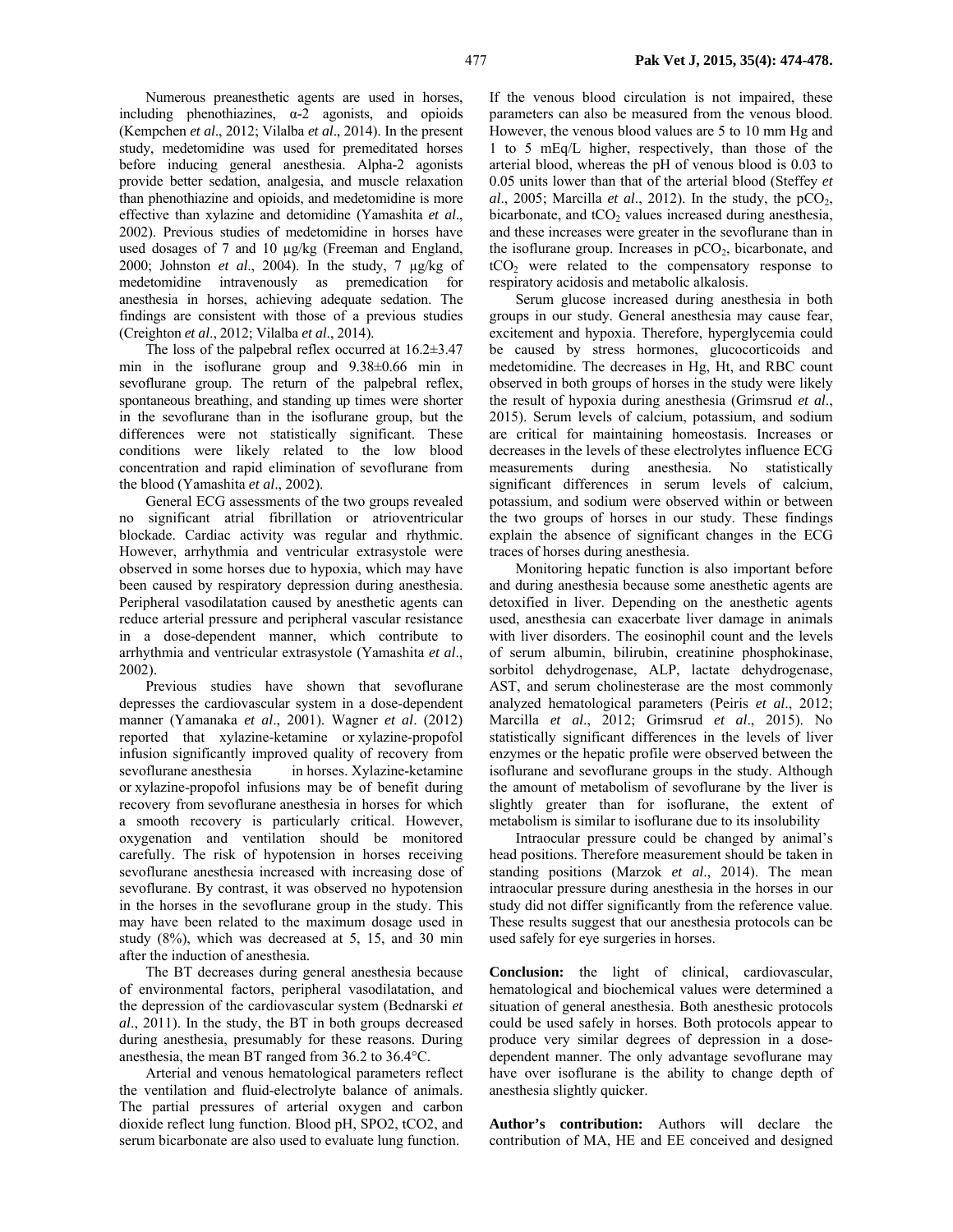Numerous preanesthetic agents are used in horses, including phenothiazines, α-2 agonists, and opioids (Kempchen *et al*., 2012; Vilalba *et al*., 2014). In the present study, medetomidine was used for premeditated horses before inducing general anesthesia. Alpha-2 agonists provide better sedation, analgesia, and muscle relaxation than phenothiazine and opioids, and medetomidine is more effective than xylazine and detomidine (Yamashita *et al*., 2002). Previous studies of medetomidine in horses have used dosages of 7 and 10 µg/kg (Freeman and England, 2000; Johnston *et al*., 2004). In the study, 7 µg/kg of medetomidine intravenously as premedication for anesthesia in horses, achieving adequate sedation. The findings are consistent with those of a previous studies (Creighton *et al*., 2012; Vilalba *et al*., 2014).

The loss of the palpebral reflex occurred at 16.2±3.47 min in the isoflurane group and 9.38±0.66 min in sevoflurane group. The return of the palpebral reflex, spontaneous breathing, and standing up times were shorter in the sevoflurane than in the isoflurane group, but the differences were not statistically significant. These conditions were likely related to the low blood concentration and rapid elimination of sevoflurane from the blood (Yamashita *et al*., 2002).

General ECG assessments of the two groups revealed no significant atrial fibrillation or atrioventricular blockade. Cardiac activity was regular and rhythmic. However, arrhythmia and ventricular extrasystole were observed in some horses due to hypoxia, which may have been caused by respiratory depression during anesthesia. Peripheral vasodilatation caused by anesthetic agents can reduce arterial pressure and peripheral vascular resistance in a dose-dependent manner, which contribute to arrhythmia and ventricular extrasystole (Yamashita *et al*., 2002).

Previous studies have shown that sevoflurane depresses the cardiovascular system in a dose-dependent manner (Yamanaka *et al*., 2001). Wagner *et al*. (2012) reported that xylazine-ketamine or xylazine-propofol infusion significantly improved quality of recovery from sevoflurane anesthesia in horses. Xylazine-ketamine or xylazine-propofol infusions may be of benefit during recovery from sevoflurane anesthesia in horses for which a smooth recovery is particularly critical. However, oxygenation and ventilation should be monitored carefully. The risk of hypotension in horses receiving sevoflurane anesthesia increased with increasing dose of sevoflurane. By contrast, it was observed no hypotension in the horses in the sevoflurane group in the study. This may have been related to the maximum dosage used in study (8%), which was decreased at 5, 15, and 30 min after the induction of anesthesia.

The BT decreases during general anesthesia because of environmental factors, peripheral vasodilatation, and the depression of the cardiovascular system (Bednarski *et al*., 2011). In the study, the BT in both groups decreased during anesthesia, presumably for these reasons. During anesthesia, the mean BT ranged from 36.2 to 36.4°C.

Arterial and venous hematological parameters reflect the ventilation and fluid-electrolyte balance of animals. The partial pressures of arterial oxygen and carbon dioxide reflect lung function. Blood pH, SPO2, tCO2, and serum bicarbonate are also used to evaluate lung function. If the venous blood circulation is not impaired, these parameters can also be measured from the venous blood. However, the venous blood values are 5 to 10 mm Hg and 1 to 5 mEq/L higher, respectively, than those of the arterial blood, whereas the pH of venous blood is 0.03 to 0.05 units lower than that of the arterial blood (Steffey *et al*., 2005; Marcilla *et al*., 2012). In the study, the $pCO_2$, bicarbonate, and $tCO_2$ values increased during anesthesia, and these increases were greater in the sevoflurane than in the isoflurane group. Increases in $pCO_2$, bicarbonate, and $tCO_2$ were related to the compensatory response to respiratory acidosis and metabolic alkalosis.

Serum glucose increased during anesthesia in both groups in our study. General anesthesia may cause fear, excitement and hypoxia. Therefore, hyperglycemia could be caused by stress hormones, glucocorticoids and medetomidine. The decreases in Hg, Ht, and RBC count observed in both groups of horses in the study were likely the result of hypoxia during anesthesia (Grimsrud *et al*., 2015). Serum levels of calcium, potassium, and sodium are critical for maintaining homeostasis. Increases or decreases in the levels of these electrolytes influence ECG measurements during anesthesia. No statistically significant differences in serum levels of calcium, potassium, and sodium were observed within or between the two groups of horses in our study. These findings explain the absence of significant changes in the ECG traces of horses during anesthesia.

Monitoring hepatic function is also important before and during anesthesia because some anesthetic agents are detoxified in liver. Depending on the anesthetic agents used, anesthesia can exacerbate liver damage in animals with liver disorders. The eosinophil count and the levels of serum albumin, bilirubin, creatinine phosphokinase, sorbitol dehydrogenase, ALP, lactate dehydrogenase, AST, and serum cholinesterase are the most commonly analyzed hematological parameters (Peiris *et al*., 2012; Marcilla *et al*., 2012; Grimsrud *et al*., 2015). No statistically significant differences in the levels of liver enzymes or the hepatic profile were observed between the isoflurane and sevoflurane groups in the study. Although the amount of metabolism of sevoflurane by the liver is slightly greater than for isoflurane, the extent of metabolism is similar to isoflurane due to its insolubility

Intraocular pressure could be changed by animal's head positions. Therefore measurement should be taken in standing positions (Marzok *et al*., 2014). The mean intraocular pressure during anesthesia in the horses in our study did not differ significantly from the reference value. These results suggest that our anesthesia protocols can be used safely for eye surgeries in horses.

**Conclusion:** the light of clinical, cardiovascular, hematological and biochemical values were determined a situation of general anesthesia. Both anesthesic protocols could be used safely in horses. Both protocols appear to produce very similar degrees of depression in a dose-dependent manner. The only advantage sevoflurane may have over isoflurane is the ability to change depth of anesthesia slightly quicker.

**Author's contribution:** Authors will declare the contribution of MA, HE and EE conceived and designed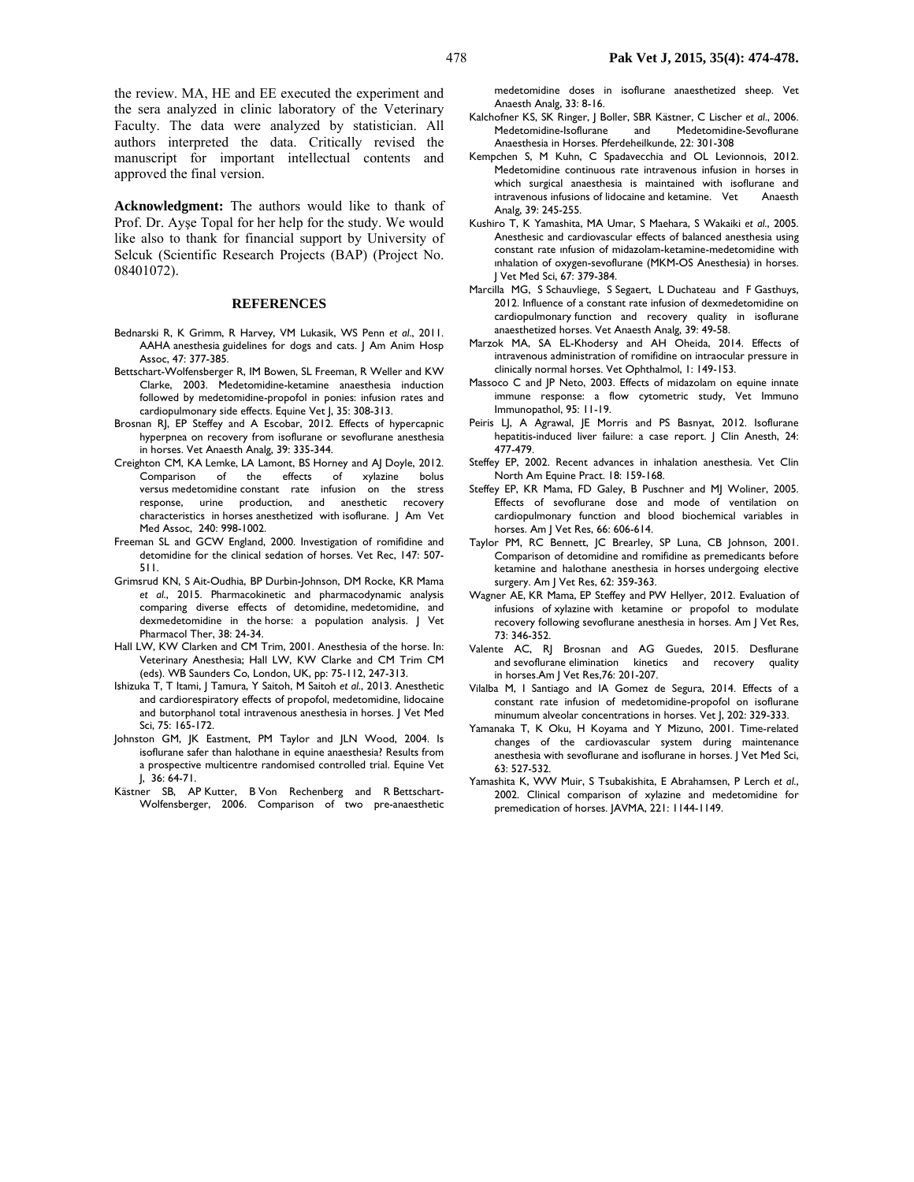the review. MA, HE and EE executed the experiment and the sera analyzed in clinic laboratory of the Veterinary Faculty. The data were analyzed by statistician. All authors interpreted the data. Critically revised the manuscript for important intellectual contents and approved the final version.

**Acknowledgment:** The authors would like to thank of Prof. Dr. Ayşe Topal for her help for the study. We would like also to thank for financial support by University of Selcuk (Scientific Research Projects (BAP) (Project No. 08401072).

## REFERENCES

Bednarski R, K Grimm, R Harvey, VM Lukasik, WS Penn *et al*., 2011. AAHA anesthesia guidelines for dogs and cats. J Am Anim Hosp Assoc, 47: 377-385.

Bettschart-Wolfensberger R, IM Bowen, SL Freeman, R Weller and KW Clarke, 2003. Medetomidine-ketamine anaesthesia induction followed by medetomidine-propofol in ponies: infusion rates and cardiopulmonary side effects. Equine Vet J, 35: 308-313.

Brosnan RJ, EP Steffey and A Escobar, 2012. Effects of hypercapnic hyperpnea on recovery from isoflurane or sevoflurane anesthesia in horses. Vet Anaesth Analg, 39: 335-344.

Creighton CM, KA Lemke, LA Lamont, BS Horney and AJ Doyle, 2012. Comparison of the effects of xylazine bolus versus medetomidine constant rate infusion on the stress response, urine production, and anesthetic recovery characteristics in horses anesthetized with isoflurane. J Am Vet Med Assoc, 240: 998-1002.

Freeman SL and GCW England, 2000. Investigation of romifidine and detomidine for the clinical sedation of horses. Vet Rec, 147: 507-511.

Grimsrud KN, S Ait-Oudhia, BP Durbin-Johnson, DM Rocke, KR Mama *et al*., 2015. Pharmacokinetic and pharmacodynamic analysis comparing diverse effects of detomidine, medetomidine, and dexmedetomidine in the horse: a population analysis. J Vet Pharmacol Ther, 38: 24-34.

Hall LW, KW Clarken and CM Trim, 2001. Anesthesia of the horse. In: Veterinary Anesthesia; Hall LW, KW Clarke and CM Trim CM (eds). WB Saunders Co, London, UK, pp: 75-112, 247-313.

Ishizuka T, T Itami, J Tamura, Y Saitoh, M Saitoh *et al*., 2013. Anesthetic and cardiorespiratory effects of propofol, medetomidine, lidocaine and butorphanol total intravenous anesthesia in horses. J Vet Med Sci, 75: 165-172.

Johnston GM, JK Eastment, PM Taylor and JLN Wood, 2004. Is isoflurane safer than halothane in equine anaesthesia? Results from a prospective multicentre randomised controlled trial. Equine Vet J, 36: 64-71.

Kästner SB, AP Kutter, B Von Rechenberg and R Bettschart-Wolfensberger, 2006. Comparison of two pre-anaesthetic medetomidine doses in isoflurane anaesthetized sheep. Vet Anaesth Analg, 33: 8-16.

Kalchofner KS, SK Ringer, J Boller, SBR Kästner, C Lischer *et al*., 2006. Medetomidine-Isoflurane and Medetomidine-Sevoflurane Anaesthesia in Horses. Pferdeheilkunde, 22: 301-308

Kempchen S, M Kuhn, C Spadavecchia and OL Levionnois, 2012. Medetomidine continuous rate intravenous infusion in horses in which surgical anaesthesia is maintained with isoflurane and intravenous infusions of lidocaine and ketamine. Vet Anaesth Analg, 39: 245-255.

Kushiro T, K Yamashita, MA Umar, S Maehara, S Wakaiki *et al*., 2005. Anesthesic and cardiovascular effects of balanced anesthesia using constant rate ınfusion of midazolam-ketamine-medetomidine with ınhalation of oxygen-sevoflurane (MKM-OS Anesthesia) in horses. J Vet Med Sci, 67: 379-384.

Marcilla MG, S Schauvliege, S Segaert, L Duchateau and F Gasthuys, 2012. Influence of a constant rate infusion of dexmedetomidine on cardiopulmonary function and recovery quality in isoflurane anaesthetized horses. Vet Anaesth Analg, 39: 49-58.

Marzok MA, SA EL-Khodersy and AH Oheida, 2014. Effects of intravenous administration of romifidine on intraocular pressure in clinically normal horses. Vet Ophthalmol, 1: 149-153.

Massoco C and JP Neto, 2003. Effects of midazolam on equine innate immune response: a flow cytometric study, Vet Immuno Immunopathol, 95: 11-19.

Peiris LJ, A Agrawal, JE Morris and PS Basnyat, 2012. Isoflurane hepatitis-induced liver failure: a case report. J Clin Anesth, 24: 477-479.

Steffey EP, 2002. Recent advances in inhalation anesthesia. Vet Clin North Am Equine Pract. 18: 159-168.

Steffey EP, KR Mama, FD Galey, B Puschner and MJ Woliner, 2005. Effects of sevoflurane dose and mode of ventilation on cardiopulmonary function and blood biochemical variables in horses. Am J Vet Res, 66: 606-614.

Taylor PM, RC Bennett, JC Brearley, SP Luna, CB Johnson, 2001. Comparison of detomidine and romifidine as premedicants before ketamine and halothane anesthesia in horses undergoing elective surgery. Am J Vet Res, 62: 359-363.

Wagner AE, KR Mama, EP Steffey and PW Hellyer, 2012. Evaluation of infusions of xylazine with ketamine or propofol to modulate recovery following sevoflurane anesthesia in horses. Am J Vet Res, 73: 346-352.

Valente AC, RJ Brosnan and AG Guedes, 2015. Desflurane and sevoflurane elimination kinetics and recovery quality in horses.Am J Vet Res,76: 201-207.

Vilalba M, I Santiago and IA Gomez de Segura, 2014. Effects of a constant rate infusion of medetomidine-propofol on isoflurane minumum alveolar concentrations in horses. Vet J, 202: 329-333.

Yamanaka T, K Oku, H Koyama and Y Mizuno, 2001. Time-related changes of the cardiovascular system during maintenance anesthesia with sevoflurane and isoflurane in horses. J Vet Med Sci, 63: 527-532.

Yamashita K, WW Muir, S Tsubakishita, E Abrahamsen, P Lerch *et al*., 2002. Clinical comparison of xylazine and medetomidine for premedication of horses. JAVMA, 221: 1144-1149.